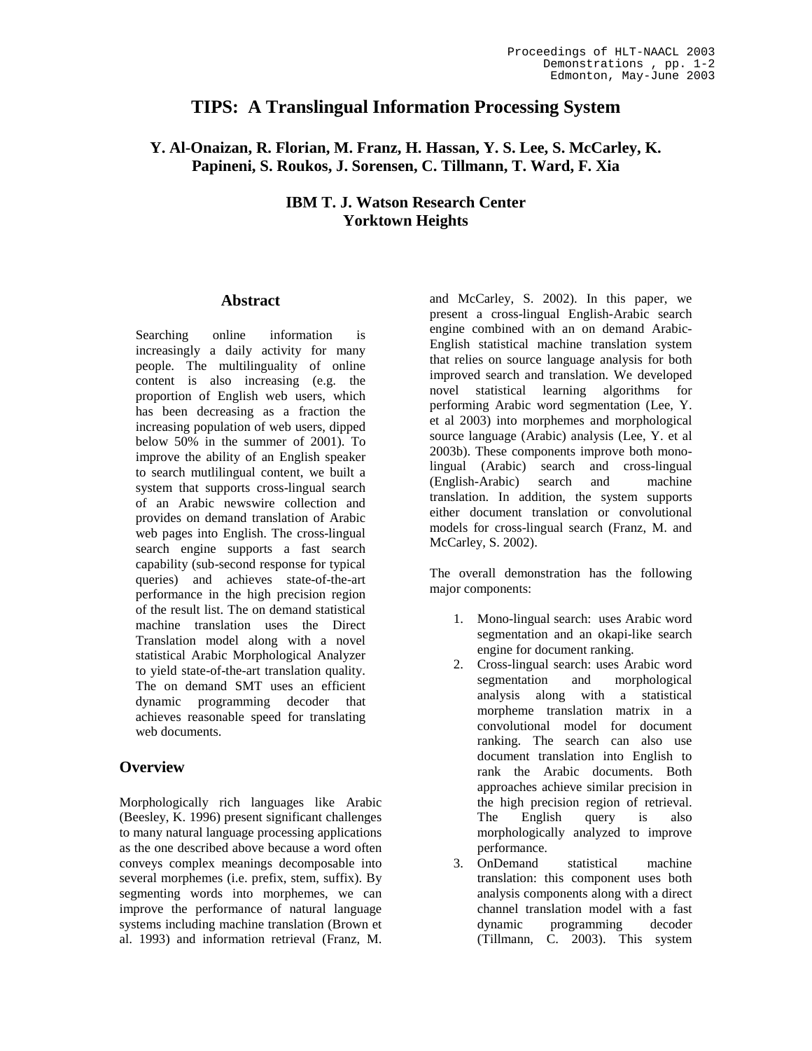# TIPS: A Translingual Information Processing System

**Y. Al-Onaizan, R. Florian, M. Franz, H. Hassan, Y. S. Lee, S. McCarley, K. Papineni, S. Roukos, J. Sorensen, C. Tillmann, T. Ward, F. Xia**

**IBM T. J. Watson Research Center**
**Yorktown Heights**

## Abstract

Searching online information is increasingly a daily activity for many people. The multilinguality of online content is also increasing (e.g. the proportion of English web users, which has been decreasing as a fraction the increasing population of web users, dipped below 50% in the summer of 2001). To improve the ability of an English speaker to search mutlilingual content, we built a system that supports cross-lingual search of an Arabic newswire collection and provides on demand translation of Arabic web pages into English. The cross-lingual search engine supports a fast search capability (sub-second response for typical queries) and achieves state-of-the-art performance in the high precision region of the result list. The on demand statistical machine translation uses the Direct Translation model along with a novel statistical Arabic Morphological Analyzer to yield state-of-the-art translation quality. The on demand SMT uses an efficient dynamic programming decoder that achieves reasonable speed for translating web documents.

## Overview

Morphologically rich languages like Arabic (Beesley, K. 1996) present significant challenges to many natural language processing applications as the one described above because a word often conveys complex meanings decomposable into several morphemes (i.e. prefix, stem, suffix). By segmenting words into morphemes, we can improve the performance of natural language systems including machine translation (Brown et al. 1993) and information retrieval (Franz, M. and McCarley, S. 2002). In this paper, we present a cross-lingual English-Arabic search engine combined with an on demand Arabic-English statistical machine translation system that relies on source language analysis for both improved search and translation. We developed novel statistical learning algorithms for performing Arabic word segmentation (Lee, Y. et al 2003) into morphemes and morphological source language (Arabic) analysis (Lee, Y. et al 2003b). These components improve both mono-lingual (Arabic) search and cross-lingual (English-Arabic) search and machine translation. In addition, the system supports either document translation or convolutional models for cross-lingual search (Franz, M. and McCarley, S. 2002).

The overall demonstration has the following major components:

1. Mono-lingual search: uses Arabic word segmentation and an okapi-like search engine for document ranking.
2. Cross-lingual search: uses Arabic word segmentation and morphological analysis along with a statistical morpheme translation matrix in a convolutional model for document ranking. The search can also use document translation into English to rank the Arabic documents. Both approaches achieve similar precision in the high precision region of retrieval. The English query is also morphologically analyzed to improve performance.
3. OnDemand statistical machine translation: this component uses both analysis components along with a direct channel translation model with a fast dynamic programming decoder (Tillmann, C. 2003). This system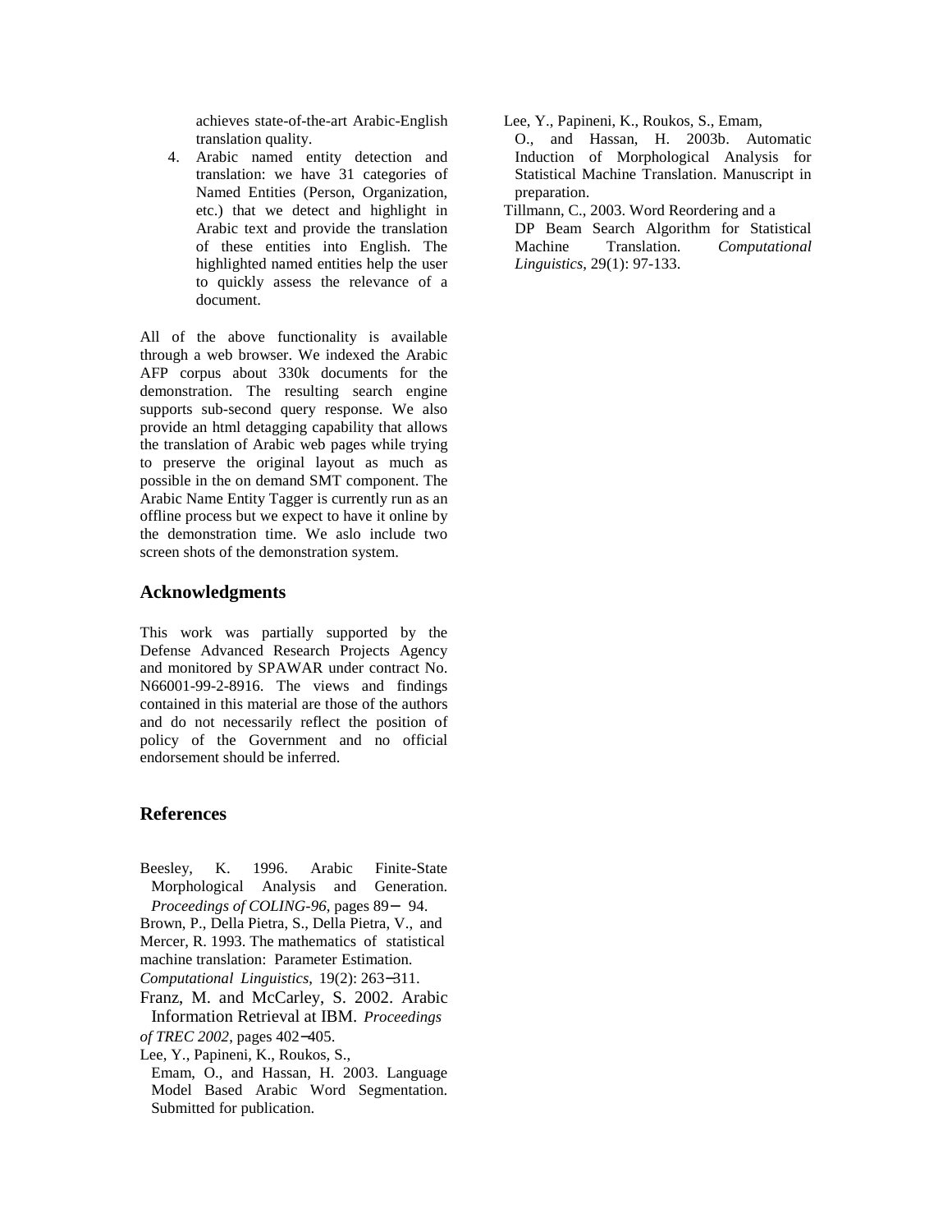achieves state-of-the-art Arabic-English translation quality.

4. Arabic named entity detection and translation: we have 31 categories of Named Entities (Person, Organization, etc.) that we detect and highlight in Arabic text and provide the translation of these entities into English. The highlighted named entities help the user to quickly assess the relevance of a document.

All of the above functionality is available through a web browser. We indexed the Arabic AFP corpus about 330k documents for the demonstration. The resulting search engine supports sub-second query response. We also provide an html detagging capability that allows the translation of Arabic web pages while trying to preserve the original layout as much as possible in the on demand SMT component. The Arabic Name Entity Tagger is currently run as an offline process but we expect to have it online by the demonstration time. We aslo include two screen shots of the demonstration system.

## Acknowledgments

This work was partially supported by the Defense Advanced Research Projects Agency and monitored by SPAWAR under contract No. N66001-99-2-8916. The views and findings contained in this material are those of the authors and do not necessarily reflect the position of policy of the Government and no official endorsement should be inferred.

## References

Beesley, K. 1996. Arabic Finite-State Morphological Analysis and Generation. *Proceedings of COLING-96*, pages 89− 94.

Brown, P., Della Pietra, S., Della Pietra, V., and Mercer, R. 1993. The mathematics of statistical machine translation: Parameter Estimation. *Computational Linguistics,* 19(2): 263−311.

Franz, M. and McCarley, S. 2002. Arabic Information Retrieval at IBM. *Proceedings of TREC 2002*, pages 402−405.

Lee, Y., Papineni, K., Roukos, S., Emam, O., and Hassan, H. 2003. Language Model Based Arabic Word Segmentation. Submitted for publication.

Lee, Y., Papineni, K., Roukos, S., Emam, O., and Hassan, H. 2003b. Automatic Induction of Morphological Analysis for Statistical Machine Translation. Manuscript in preparation.

Tillmann, C., 2003. Word Reordering and a DP Beam Search Algorithm for Statistical Machine Translation. *Computational Linguistics*, 29(1): 97-133.